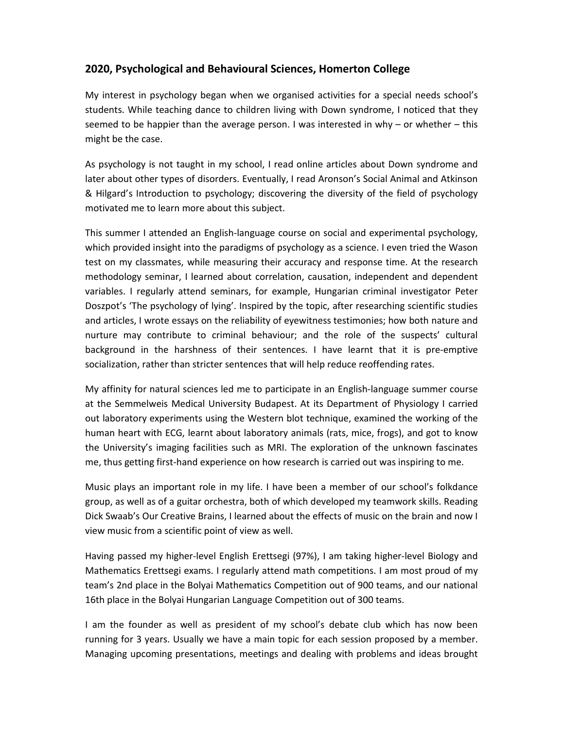## 2020, Psychological and Behavioural Sciences, Homerton College

My interest in psychology began when we organised activities for a special needs school's students. While teaching dance to children living with Down syndrome, I noticed that they seemed to be happier than the average person. I was interested in why – or whether – this might be the case.

As psychology is not taught in my school, I read online articles about Down syndrome and later about other types of disorders. Eventually, I read Aronson's Social Animal and Atkinson & Hilgard's Introduction to psychology; discovering the diversity of the field of psychology motivated me to learn more about this subject.

This summer I attended an English-language course on social and experimental psychology, which provided insight into the paradigms of psychology as a science. I even tried the Wason test on my classmates, while measuring their accuracy and response time. At the research methodology seminar, I learned about correlation, causation, independent and dependent variables. I regularly attend seminars, for example, Hungarian criminal investigator Peter Doszpot's 'The psychology of lying'. Inspired by the topic, after researching scientific studies and articles, I wrote essays on the reliability of eyewitness testimonies; how both nature and nurture may contribute to criminal behaviour; and the role of the suspects' cultural background in the harshness of their sentences. I have learnt that it is pre-emptive socialization, rather than stricter sentences that will help reduce reoffending rates.

My affinity for natural sciences led me to participate in an English-language summer course at the Semmelweis Medical University Budapest. At its Department of Physiology I carried out laboratory experiments using the Western blot technique, examined the working of the human heart with ECG, learnt about laboratory animals (rats, mice, frogs), and got to know the University's imaging facilities such as MRI. The exploration of the unknown fascinates me, thus getting first-hand experience on how research is carried out was inspiring to me.

Music plays an important role in my life. I have been a member of our school's folkdance group, as well as of a guitar orchestra, both of which developed my teamwork skills. Reading Dick Swaab's Our Creative Brains, I learned about the effects of music on the brain and now I view music from a scientific point of view as well.

Having passed my higher-level English Erettsegi (97%), I am taking higher-level Biology and Mathematics Erettsegi exams. I regularly attend math competitions. I am most proud of my team's 2nd place in the Bolyai Mathematics Competition out of 900 teams, and our national 16th place in the Bolyai Hungarian Language Competition out of 300 teams.

I am the founder as well as president of my school's debate club which has now been running for 3 years. Usually we have a main topic for each session proposed by a member. Managing upcoming presentations, meetings and dealing with problems and ideas brought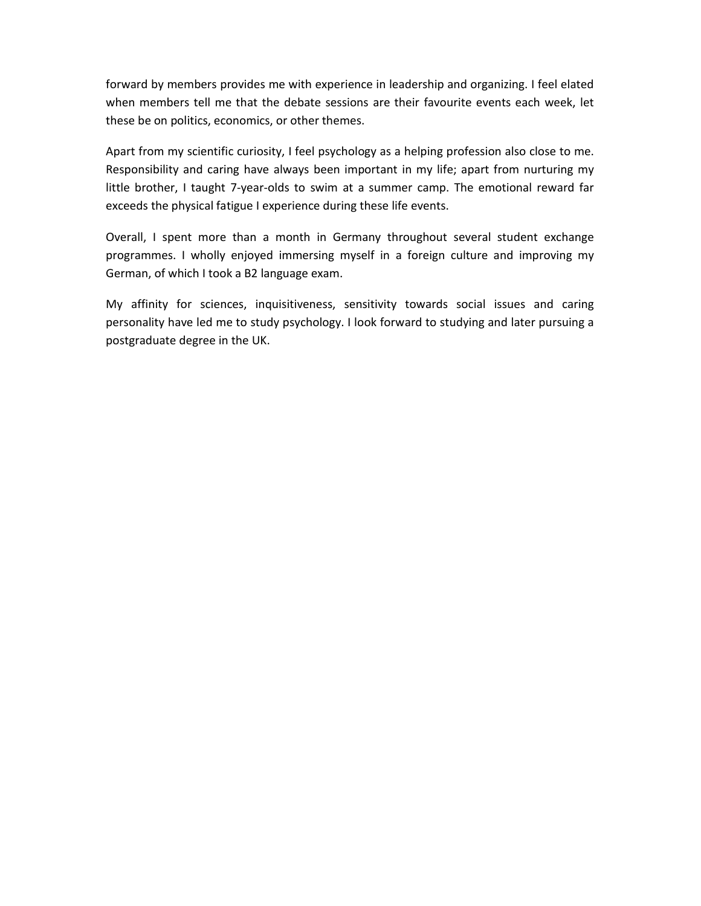forward by members provides me with experience in leadership and organizing. I feel elated when members tell me that the debate sessions are their favourite events each week, let these be on politics, economics, or other themes.

Apart from my scientific curiosity, I feel psychology as a helping profession also close to me. Responsibility and caring have always been important in my life; apart from nurturing my little brother, I taught 7-year-olds to swim at a summer camp. The emotional reward far exceeds the physical fatigue I experience during these life events.

Overall, I spent more than a month in Germany throughout several student exchange programmes. I wholly enjoyed immersing myself in a foreign culture and improving my German, of which I took a B2 language exam.

My affinity for sciences, inquisitiveness, sensitivity towards social issues and caring personality have led me to study psychology. I look forward to studying and later pursuing a postgraduate degree in the UK.